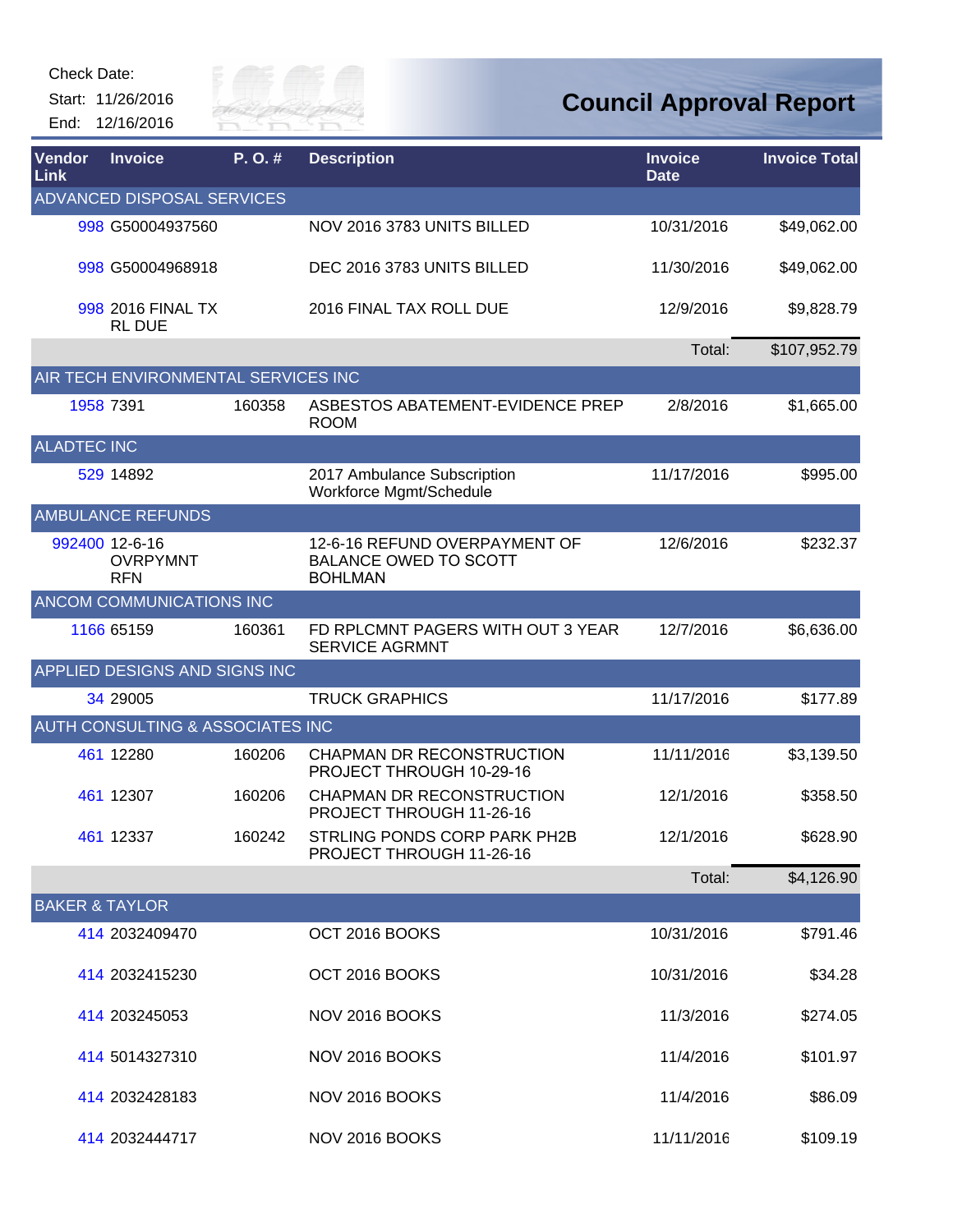Check Date:

Start: 11/26/2016

End: 12/16/2016

# Council Approval Report

| Vendor Link | Invoice | P. O. # | Description | Invoice Date | Invoice Total |
|---|---|---|---|---|---|
| ADVANCED DISPOSAL SERVICES | | | | | |
| 998 | G50004937560 | | NOV 2016 3783 UNITS BILLED | 10/31/2016 | $49,062.00 |
| 998 | G50004968918 | | DEC 2016 3783 UNITS BILLED | 11/30/2016 | $49,062.00 |
| 998 | 2016 FINAL TX RL DUE | | 2016 FINAL TAX ROLL DUE | 12/9/2016 | $9,828.79 |
| | | | | Total: | $107,952.79 |
| AIR TECH ENVIRONMENTAL SERVICES INC | | | | | |
| 1958 | 7391 | 160358 | ASBESTOS ABATEMENT-EVIDENCE PREP ROOM | 2/8/2016 | $1,665.00 |
| ALADTEC INC | | | | | |
| 529 | 14892 | | 2017 Ambulance Subscription Workforce Mgmt/Schedule | 11/17/2016 | $995.00 |
| AMBULANCE REFUNDS | | | | | |
| 992400 | 12-6-16 OVRPYMNT RFN | | 12-6-16 REFUND OVERPAYMENT OF BALANCE OWED TO SCOTT BOHLMAN | 12/6/2016 | $232.37 |
| ANCOM COMMUNICATIONS INC | | | | | |
| 1166 | 65159 | 160361 | FD RPLCMNT PAGERS WITH OUT 3 YEAR SERVICE AGRMNT | 12/7/2016 | $6,636.00 |
| APPLIED DESIGNS AND SIGNS INC | | | | | |
| 34 | 29005 | | TRUCK GRAPHICS | 11/17/2016 | $177.89 |
| AUTH CONSULTING & ASSOCIATES INC | | | | | |
| 461 | 12280 | 160206 | CHAPMAN DR RECONSTRUCTION PROJECT THROUGH 10-29-16 | 11/11/2016 | $3,139.50 |
| 461 | 12307 | 160206 | CHAPMAN DR RECONSTRUCTION PROJECT THROUGH 11-26-16 | 12/1/2016 | $358.50 |
| 461 | 12337 | 160242 | STRLING PONDS CORP PARK PH2B PROJECT THROUGH 11-26-16 | 12/1/2016 | $628.90 |
| | | | | Total: | $4,126.90 |
| BAKER & TAYLOR | | | | | |
| 414 | 2032409470 | | OCT 2016 BOOKS | 10/31/2016 | $791.46 |
| 414 | 2032415230 | | OCT 2016 BOOKS | 10/31/2016 | $34.28 |
| 414 | 203245053 | | NOV 2016 BOOKS | 11/3/2016 | $274.05 |
| 414 | 5014327310 | | NOV 2016 BOOKS | 11/4/2016 | $101.97 |
| 414 | 2032428183 | | NOV 2016 BOOKS | 11/4/2016 | $86.09 |
| 414 | 2032444717 | | NOV 2016 BOOKS | 11/11/2016 | $109.19 |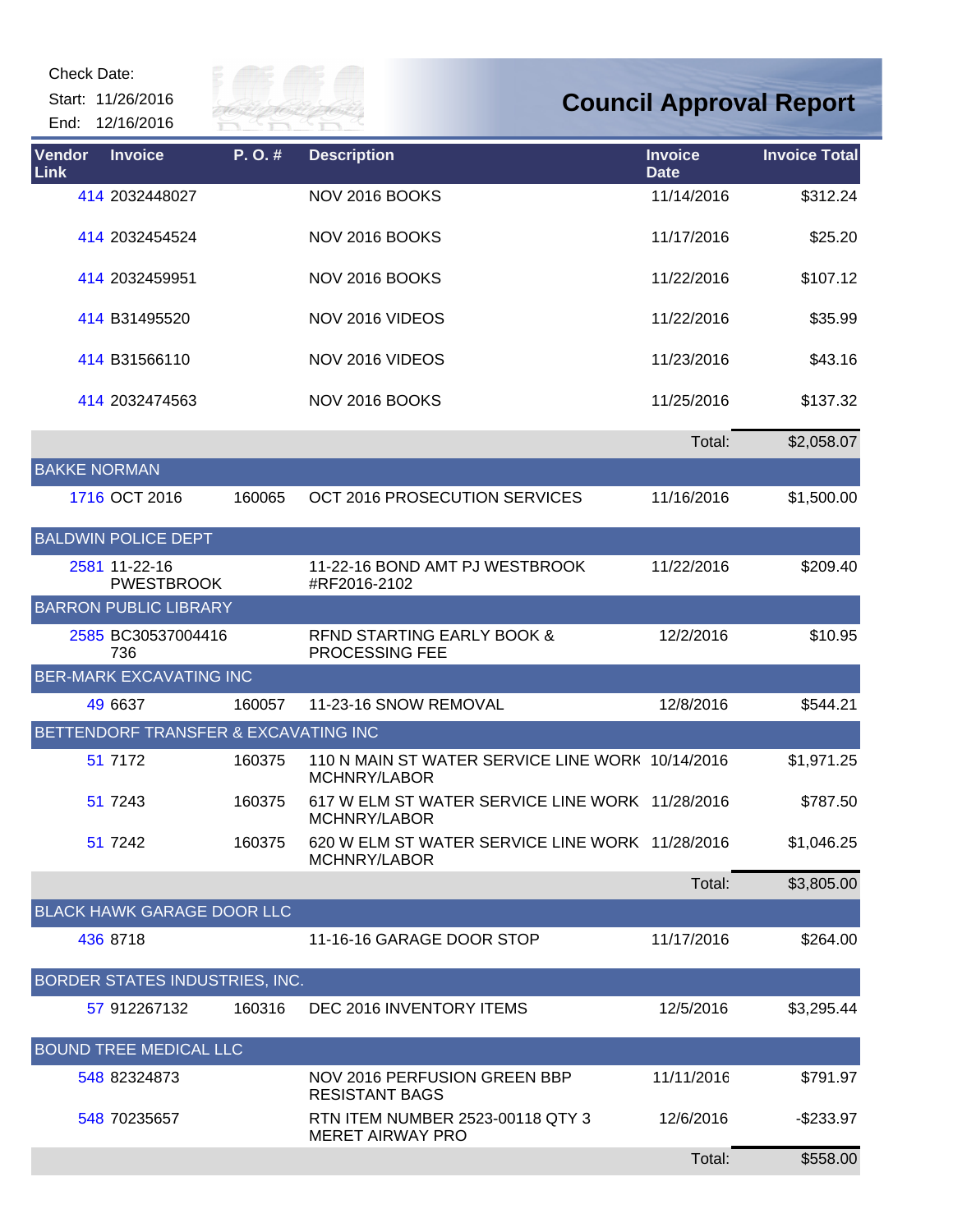Check Date:
Start: 11/26/2016
End: 12/16/2016

# Council Approval Report

| Vendor Link | Invoice | P. O. # | Description | Invoice Date | Invoice Total |
|---|---|---|---|---|---|
| 414 | 2032448027 | | NOV 2016 BOOKS | 11/14/2016 | $312.24 |
| 414 | 2032454524 | | NOV 2016 BOOKS | 11/17/2016 | $25.20 |
| 414 | 2032459951 | | NOV 2016 BOOKS | 11/22/2016 | $107.12 |
| 414 | B31495520 | | NOV 2016 VIDEOS | 11/22/2016 | $35.99 |
| 414 | B31566110 | | NOV 2016 VIDEOS | 11/23/2016 | $43.16 |
| 414 | 2032474563 | | NOV 2016 BOOKS | 11/25/2016 | $137.32 |
| | | | | Total: | $2,058.07 |
| **BAKKE NORMAN** | | | | | |
| 1716 | OCT 2016 | 160065 | OCT 2016 PROSECUTION SERVICES | 11/16/2016 | $1,500.00 |
| **BALDWIN POLICE DEPT** | | | | | |
| 2581 | 11-22-16 PWESTBROOK | | 11-22-16 BOND AMT PJ WESTBROOK #RF2016-2102 | 11/22/2016 | $209.40 |
| **BARRON PUBLIC LIBRARY** | | | | | |
| 2585 | BC30537004416736 | | RFND STARTING EARLY BOOK & PROCESSING FEE | 12/2/2016 | $10.95 |
| **BER-MARK EXCAVATING INC** | | | | | |
| 49 | 6637 | 160057 | 11-23-16 SNOW REMOVAL | 12/8/2016 | $544.21 |
| **BETTENDORF TRANSFER & EXCAVATING INC** | | | | | |
| 51 | 7172 | 160375 | 110 N MAIN ST WATER SERVICE LINE WORK MCHNRY/LABOR | 10/14/2016 | $1,971.25 |
| 51 | 7243 | 160375 | 617 W ELM ST WATER SERVICE LINE WORK MCHNRY/LABOR | 11/28/2016 | $787.50 |
| 51 | 7242 | 160375 | 620 W ELM ST WATER SERVICE LINE WORK MCHNRY/LABOR | 11/28/2016 | $1,046.25 |
| | | | | Total: | $3,805.00 |
| **BLACK HAWK GARAGE DOOR LLC** | | | | | |
| 436 | 8718 | | 11-16-16 GARAGE DOOR STOP | 11/17/2016 | $264.00 |
| **BORDER STATES INDUSTRIES, INC.** | | | | | |
| 57 | 912267132 | 160316 | DEC 2016 INVENTORY ITEMS | 12/5/2016 | $3,295.44 |
| **BOUND TREE MEDICAL LLC** | | | | | |
| 548 | 82324873 | | NOV 2016 PERFUSION GREEN BBP RESISTANT BAGS | 11/11/2016 | $791.97 |
| 548 | 70235657 | | RTN ITEM NUMBER 2523-00118 QTY 3 MERET AIRWAY PRO | 12/6/2016 | -$233.97 |
| | | | | Total: | $558.00 |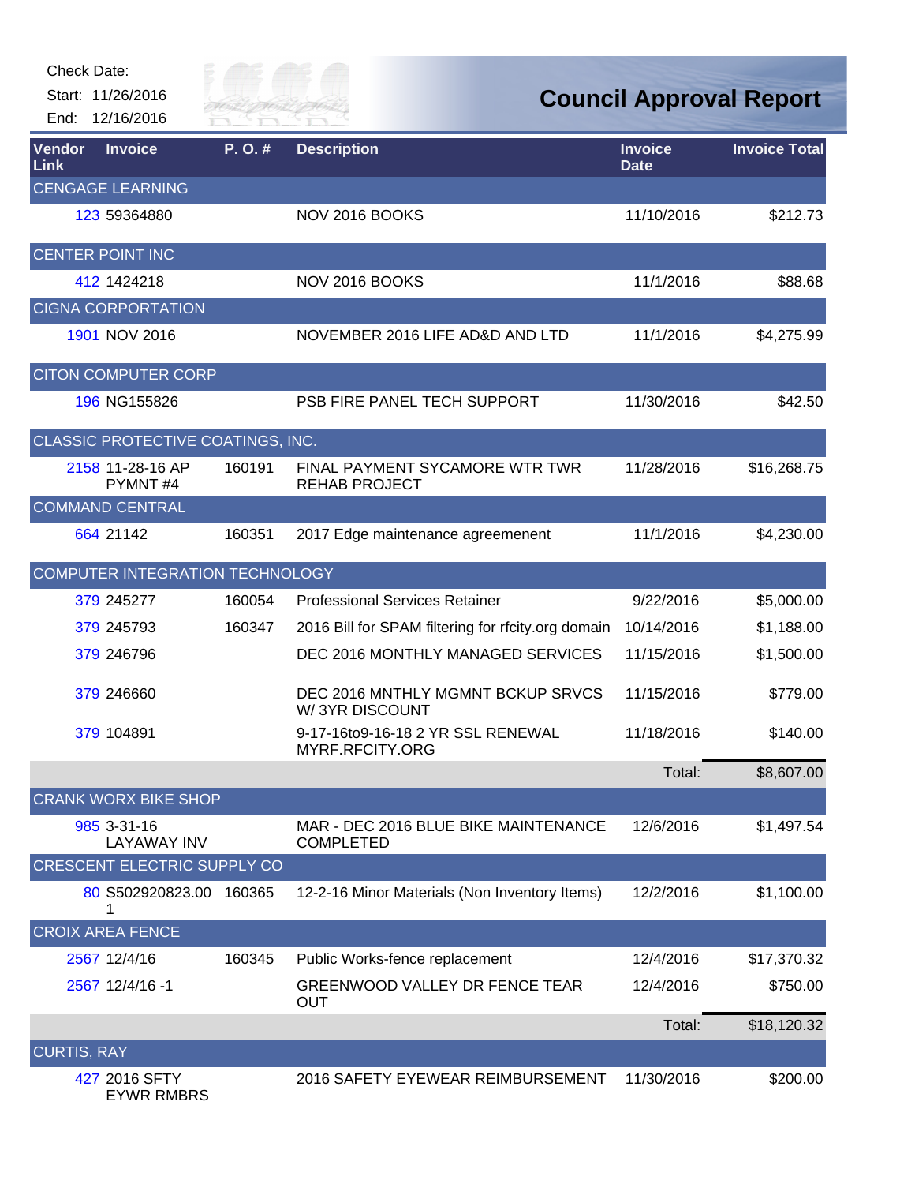Check Date:
Start: 11/26/2016
End: 12/16/2016

# Council Approval Report

| Vendor Link | Invoice | P. O. # | Description | Invoice Date | Invoice Total |
|---|---|---|---|---|---|
| **CENGAGE LEARNING** | | | | | |
| 123 | 59364880 | | NOV 2016 BOOKS | 11/10/2016 | $212.73 |
| **CENTER POINT INC** | | | | | |
| 412 | 1424218 | | NOV 2016 BOOKS | 11/1/2016 | $88.68 |
| **CIGNA CORPORATION** | | | | | |
| 1901 | NOV 2016 | | NOVEMBER 2016 LIFE AD&D AND LTD | 11/1/2016 | $4,275.99 |
| **CITON COMPUTER CORP** | | | | | |
| 196 | NG155826 | | PSB FIRE PANEL TECH SUPPORT | 11/30/2016 | $42.50 |
| **CLASSIC PROTECTIVE COATINGS, INC.** | | | | | |
| 2158 | 11-28-16 AP PYMNT #4 | 160191 | FINAL PAYMENT SYCAMORE WTR TWR REHAB PROJECT | 11/28/2016 | $16,268.75 |
| **COMMAND CENTRAL** | | | | | |
| 664 | 21142 | 160351 | 2017 Edge maintenance agreement | 11/1/2016 | $4,230.00 |
| **COMPUTER INTEGRATION TECHNOLOGY** | | | | | |
| 379 | 245277 | 160054 | Professional Services Retainer | 9/22/2016 | $5,000.00 |
| 379 | 245793 | 160347 | 2016 Bill for SPAM filtering for rfcity.org domain | 10/14/2016 | $1,188.00 |
| 379 | 246796 | | DEC 2016 MONTHLY MANAGED SERVICES | 11/15/2016 | $1,500.00 |
| 379 | 246660 | | DEC 2016 MNTHLY MGMNT BCKUP SRVCS W/ 3YR DISCOUNT | 11/15/2016 | $779.00 |
| 379 | 104891 | | 9-17-16to9-16-18 2 YR SSL RENEWAL MYRF.RFCITY.ORG | 11/18/2016 | $140.00 |
| | | | | Total: | $8,607.00 |
| **CRANK WORX BIKE SHOP** | | | | | |
| 985 | 3-31-16 LAYAWAY INV | | MAR - DEC 2016 BLUE BIKE MAINTENANCE COMPLETED | 12/6/2016 | $1,497.54 |
| **CRESCENT ELECTRIC SUPPLY CO** | | | | | |
| 80 | S502920823.001 | 160365 | 12-2-16 Minor Materials (Non Inventory Items) | 12/2/2016 | $1,100.00 |
| **CROIX AREA FENCE** | | | | | |
| 2567 | 12/4/16 | 160345 | Public Works-fence replacement | 12/4/2016 | $17,370.32 |
| 2567 | 12/4/16 -1 | | GREENWOOD VALLEY DR FENCE TEAR OUT | 12/4/2016 | $750.00 |
| | | | | Total: | $18,120.32 |
| **CURTIS, RAY** | | | | | |
| 427 | 2016 SFTY EYWR RMBRS | | 2016 SAFETY EYEWEAR REIMBURSEMENT | 11/30/2016 | $200.00 |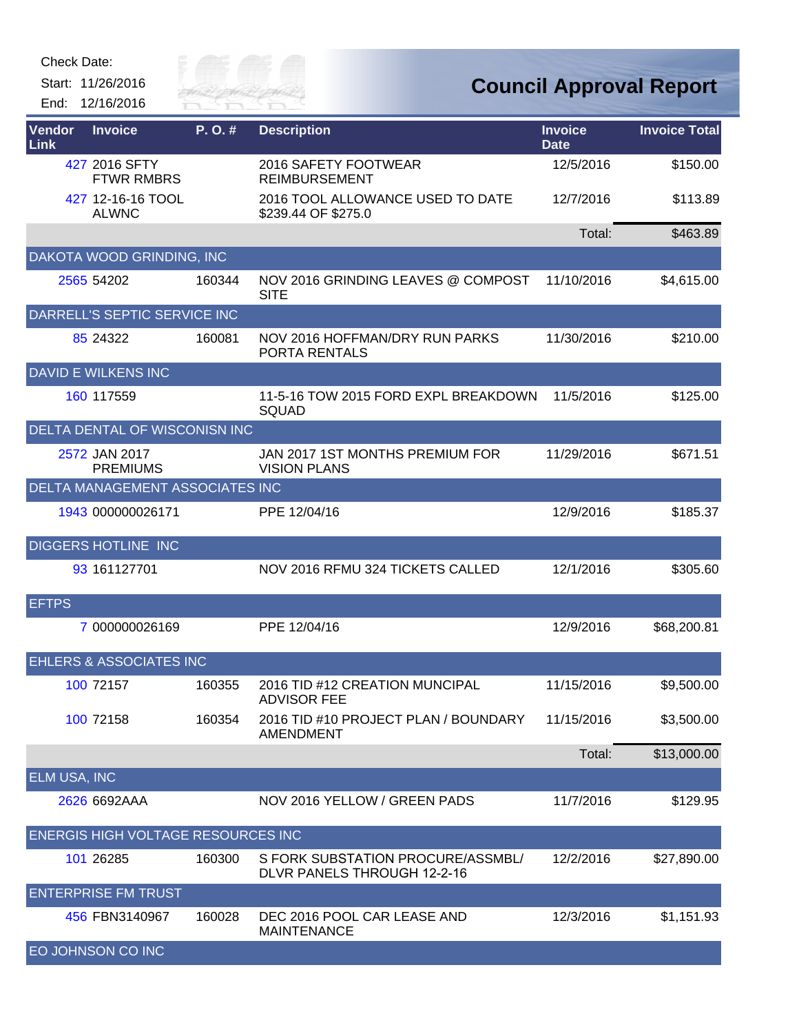Check Date:

Start: 11/26/2016

End: 12/16/2016

# Council Approval Report

| Vendor Link | Invoice | P. O. # | Description | Invoice Date | Invoice Total |
|---|---|---|---|---|---|
| 427 | 2016 SFTY FTWR RMBRS | | 2016 SAFETY FOOTWEAR REIMBURSEMENT | 12/5/2016 | $150.00 |
| 427 | 12-16-16 TOOL ALWNC | | 2016 TOOL ALLOWANCE USED TO DATE $239.44 OF $275.0 | 12/7/2016 | $113.89 |
| | | | | Total: | $463.89 |
| DAKOTA WOOD GRINDING, INC | | | | | |
| 2565 | 54202 | 160344 | NOV 2016 GRINDING LEAVES @ COMPOST SITE | 11/10/2016 | $4,615.00 |
| DARRELL'S SEPTIC SERVICE INC | | | | | |
| 85 | 24322 | 160081 | NOV 2016 HOFFMAN/DRY RUN PARKS PORTA RENTALS | 11/30/2016 | $210.00 |
| DAVID E WILKENS INC | | | | | |
| 160 | 117559 | | 11-5-16 TOW 2015 FORD EXPL BREAKDOWN SQUAD | 11/5/2016 | $125.00 |
| DELTA DENTAL OF WISCONISN INC | | | | | |
| 2572 | JAN 2017 PREMIUMS | | JAN 2017 1ST MONTHS PREMIUM FOR VISION PLANS | 11/29/2016 | $671.51 |
| DELTA MANAGEMENT ASSOCIATES INC | | | | | |
| 1943 | 000000026171 | | PPE 12/04/16 | 12/9/2016 | $185.37 |
| DIGGERS HOTLINE INC | | | | | |
| 93 | 161127701 | | NOV 2016 RFMU 324 TICKETS CALLED | 12/1/2016 | $305.60 |
| EFTPS | | | | | |
| 7 | 000000026169 | | PPE 12/04/16 | 12/9/2016 | $68,200.81 |
| EHLERS & ASSOCIATES INC | | | | | |
| 100 | 72157 | 160355 | 2016 TID #12 CREATION MUNCIPAL ADVISOR FEE | 11/15/2016 | $9,500.00 |
| 100 | 72158 | 160354 | 2016 TID #10 PROJECT PLAN / BOUNDARY AMENDMENT | 11/15/2016 | $3,500.00 |
| | | | | Total: | $13,000.00 |
| ELM USA, INC | | | | | |
| 2626 | 6692AAA | | NOV 2016 YELLOW / GREEN PADS | 11/7/2016 | $129.95 |
| ENERGIS HIGH VOLTAGE RESOURCES INC | | | | | |
| 101 | 26285 | 160300 | S FORK SUBSTATION PROCURE/ASSMBL/ DLVR PANELS THROUGH 12-2-16 | 12/2/2016 | $27,890.00 |
| ENTERPRISE FM TRUST | | | | | |
| 456 | FBN3140967 | 160028 | DEC 2016 POOL CAR LEASE AND MAINTENANCE | 12/3/2016 | $1,151.93 |
| EO JOHNSON CO INC | | | | | |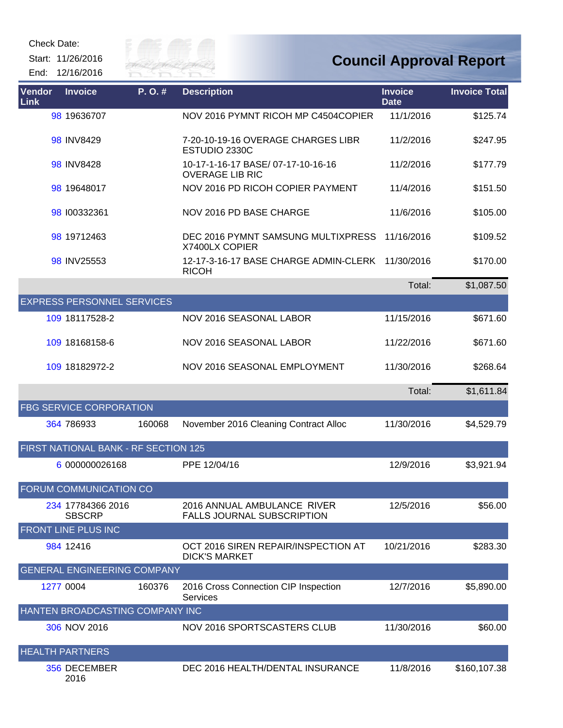Check Date:

Start: 11/26/2016

End: 12/16/2016

# Council Approval Report

| Vendor Link | Invoice | P. O. # | Description | Invoice Date | Invoice Total |
|---|---|---|---|---|---|
| 98 | 19636707 | | NOV 2016 PYMNT RICOH MP C4504COPIER | 11/1/2016 | $125.74 |
| 98 | INV8429 | | 7-20-10-19-16 OVERAGE CHARGES LIBR ESTUDIO 2330C | 11/2/2016 | $247.95 |
| 98 | INV8428 | | 10-17-1-16-17 BASE/ 07-17-10-16-16 OVERAGE LIB RIC | 11/2/2016 | $177.79 |
| 98 | 19648017 | | NOV 2016 PD RICOH COPIER PAYMENT | 11/4/2016 | $151.50 |
| 98 | I00332361 | | NOV 2016 PD BASE CHARGE | 11/6/2016 | $105.00 |
| 98 | 19712463 | | DEC 2016 PYMNT SAMSUNG MULTIXPRESS X7400LX COPIER | 11/16/2016 | $109.52 |
| 98 | INV25553 | | 12-17-3-16-17 BASE CHARGE ADMIN-CLERK RICOH | 11/30/2016 | $170.00 |
| | | | | Total: | $1,087.50 |
| **EXPRESS PERSONNEL SERVICES** | | | | | |
| 109 | 18117528-2 | | NOV 2016 SEASONAL LABOR | 11/15/2016 | $671.60 |
| 109 | 18168158-6 | | NOV 2016 SEASONAL LABOR | 11/22/2016 | $671.60 |
| 109 | 18182972-2 | | NOV 2016 SEASONAL EMPLOYMENT | 11/30/2016 | $268.64 |
| | | | | Total: | $1,611.84 |
| **FBG SERVICE CORPORATION** | | | | | |
| 364 | 786933 | 160068 | November 2016 Cleaning Contract Alloc | 11/30/2016 | $4,529.79 |
| **FIRST NATIONAL BANK - RF SECTION 125** | | | | | |
| 6 | 000000026168 | | PPE 12/04/16 | 12/9/2016 | $3,921.94 |
| **FORUM COMMUNICATION CO** | | | | | |
| 234 | 17784366 2016 SBSCRP | | 2016 ANNUAL AMBULANCE RIVER FALLS JOURNAL SUBSCRIPTION | 12/5/2016 | $56.00 |
| **FRONT LINE PLUS INC** | | | | | |
| 984 | 12416 | | OCT 2016 SIREN REPAIR/INSPECTION AT DICK'S MARKET | 10/21/2016 | $283.30 |
| **GENERAL ENGINEERING COMPANY** | | | | | |
| 1277 | 0004 | 160376 | 2016 Cross Connection CIP Inspection Services | 12/7/2016 | $5,890.00 |
| **HANTEN BROADCASTING COMPANY INC** | | | | | |
| 306 | NOV 2016 | | NOV 2016 SPORTSCASTERS CLUB | 11/30/2016 | $60.00 |
| **HEALTH PARTNERS** | | | | | |
| 356 | DECEMBER 2016 | | DEC 2016 HEALTH/DENTAL INSURANCE | 11/8/2016 | $160,107.38 |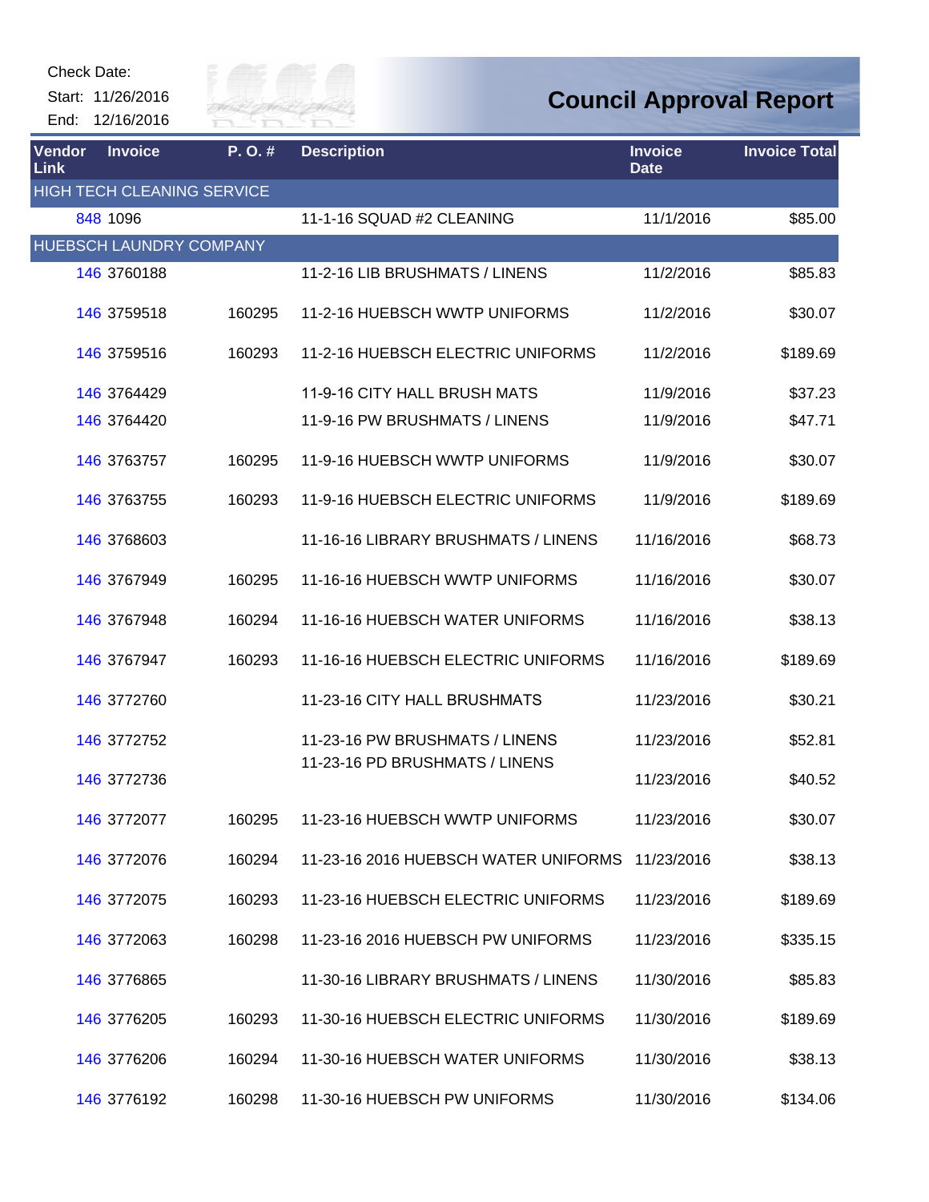Check Date:

Start: 11/26/2016

End: 12/16/2016

# Council Approval Report

| Vendor Link | Invoice | P. O. # | Description | Invoice Date | Invoice Total |
|---|---|---|---|---|---|
| HIGH TECH CLEANING SERVICE | | | | | |
| 848 | 1096 | | 11-1-16 SQUAD #2 CLEANING | 11/1/2016 | $85.00 |
| HUEBSCH LAUNDRY COMPANY | | | | | |
| 146 | 3760188 | | 11-2-16 LIB BRUSHMATS / LINENS | 11/2/2016 | $85.83 |
| 146 | 3759518 | 160295 | 11-2-16 HUEBSCH WWTP UNIFORMS | 11/2/2016 | $30.07 |
| 146 | 3759516 | 160293 | 11-2-16 HUEBSCH ELECTRIC UNIFORMS | 11/2/2016 | $189.69 |
| 146 | 3764429 | | 11-9-16 CITY HALL BRUSH MATS | 11/9/2016 | $37.23 |
| 146 | 3764420 | | 11-9-16 PW BRUSHMATS / LINENS | 11/9/2016 | $47.71 |
| 146 | 3763757 | 160295 | 11-9-16 HUEBSCH WWTP UNIFORMS | 11/9/2016 | $30.07 |
| 146 | 3763755 | 160293 | 11-9-16 HUEBSCH ELECTRIC UNIFORMS | 11/9/2016 | $189.69 |
| 146 | 3768603 | | 11-16-16 LIBRARY BRUSHMATS / LINENS | 11/16/2016 | $68.73 |
| 146 | 3767949 | 160295 | 11-16-16 HUEBSCH WWTP UNIFORMS | 11/16/2016 | $30.07 |
| 146 | 3767948 | 160294 | 11-16-16 HUEBSCH WATER UNIFORMS | 11/16/2016 | $38.13 |
| 146 | 3767947 | 160293 | 11-16-16 HUEBSCH ELECTRIC UNIFORMS | 11/16/2016 | $189.69 |
| 146 | 3772760 | | 11-23-16 CITY HALL BRUSHMATS | 11/23/2016 | $30.21 |
| 146 | 3772752 | | 11-23-16 PW BRUSHMATS / LINENS | 11/23/2016 | $52.81 |
| 146 | 3772736 | | 11-23-16 PD BRUSHMATS / LINENS | 11/23/2016 | $40.52 |
| 146 | 3772077 | 160295 | 11-23-16 HUEBSCH WWTP UNIFORMS | 11/23/2016 | $30.07 |
| 146 | 3772076 | 160294 | 11-23-16 2016 HUEBSCH WATER UNIFORMS | 11/23/2016 | $38.13 |
| 146 | 3772075 | 160293 | 11-23-16 HUEBSCH ELECTRIC UNIFORMS | 11/23/2016 | $189.69 |
| 146 | 3772063 | 160298 | 11-23-16 2016 HUEBSCH PW UNIFORMS | 11/23/2016 | $335.15 |
| 146 | 3776865 | | 11-30-16 LIBRARY BRUSHMATS / LINENS | 11/30/2016 | $85.83 |
| 146 | 3776205 | 160293 | 11-30-16 HUEBSCH ELECTRIC UNIFORMS | 11/30/2016 | $189.69 |
| 146 | 3776206 | 160294 | 11-30-16 HUEBSCH WATER UNIFORMS | 11/30/2016 | $38.13 |
| 146 | 3776192 | 160298 | 11-30-16 HUEBSCH PW UNIFORMS | 11/30/2016 | $134.06 |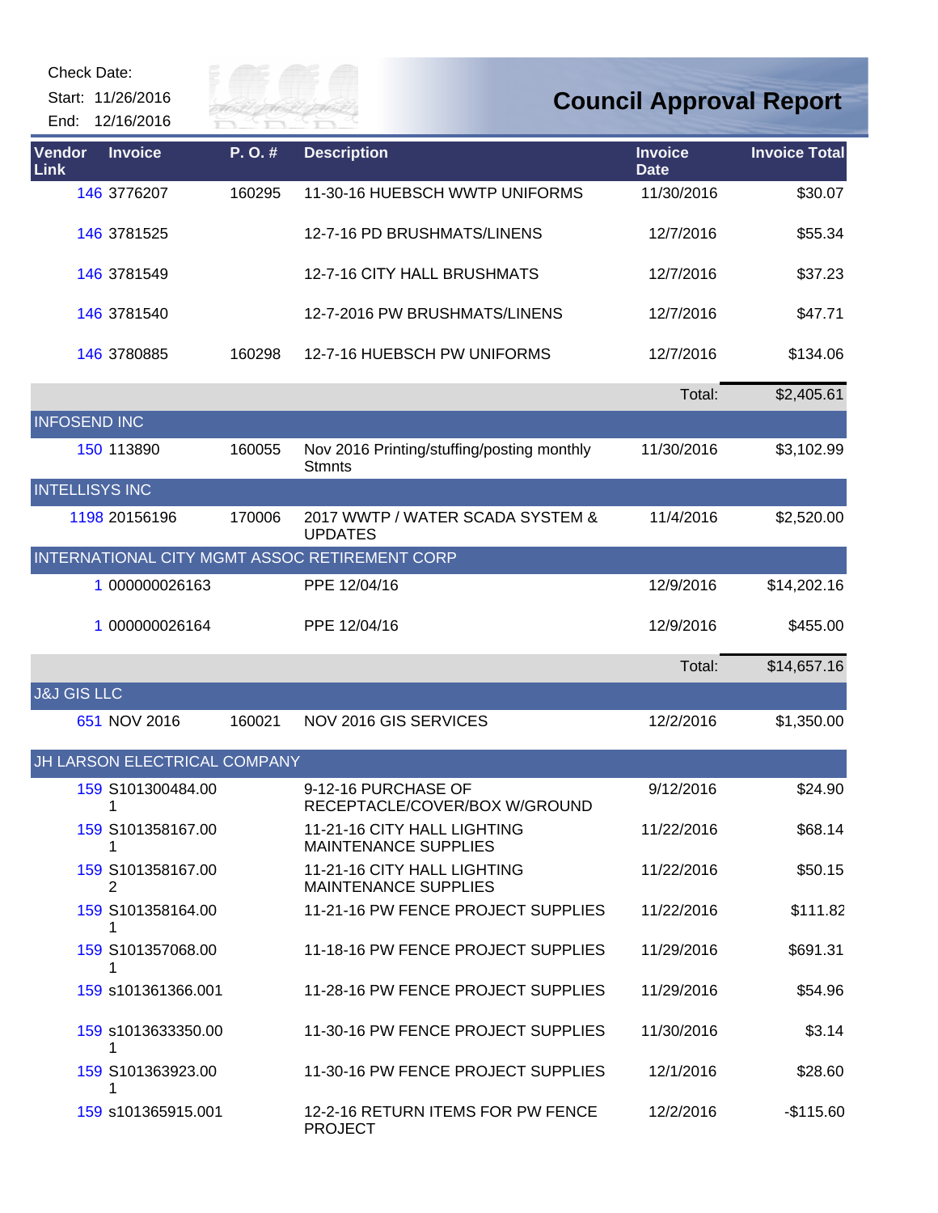Check Date:

Start: 11/26/2016

End: 12/16/2016

# Council Approval Report

| Vendor Link | Invoice | P. O. # | Description | Invoice Date | Invoice Total |
|---|---|---|---|---|---|
| 146 | 3776207 | 160295 | 11-30-16 HUEBSCH WWTP UNIFORMS | 11/30/2016 | $30.07 |
| 146 | 3781525 | | 12-7-16 PD BRUSHMATS/LINENS | 12/7/2016 | $55.34 |
| 146 | 3781549 | | 12-7-16 CITY HALL BRUSHMATS | 12/7/2016 | $37.23 |
| 146 | 3781540 | | 12-7-2016 PW BRUSHMATS/LINENS | 12/7/2016 | $47.71 |
| 146 | 3780885 | 160298 | 12-7-16 HUEBSCH PW UNIFORMS | 12/7/2016 | $134.06 |
| | | | | Total: | $2,405.61 |
| INFOSEND INC | | | | | |
| 150 | 113890 | 160055 | Nov 2016 Printing/stuffing/posting monthly Stmnts | 11/30/2016 | $3,102.99 |
| INTELLISYS INC | | | | | |
| 1198 | 20156196 | 170006 | 2017 WWTP / WATER SCADA SYSTEM & UPDATES | 11/4/2016 | $2,520.00 |
| INTERNATIONAL CITY MGMT ASSOC RETIREMENT CORP | | | | | |
| 1 | 000000026163 | | PPE 12/04/16 | 12/9/2016 | $14,202.16 |
| 1 | 000000026164 | | PPE 12/04/16 | 12/9/2016 | $455.00 |
| | | | | Total: | $14,657.16 |
| J&J GIS LLC | | | | | |
| 651 | NOV 2016 | 160021 | NOV 2016 GIS SERVICES | 12/2/2016 | $1,350.00 |
| JH LARSON ELECTRICAL COMPANY | | | | | |
| 159 | S101300484.001 | | 9-12-16 PURCHASE OF RECEPTACLE/COVER/BOX W/GROUND | 9/12/2016 | $24.90 |
| 159 | S101358167.001 | | 11-21-16 CITY HALL LIGHTING MAINTENANCE SUPPLIES | 11/22/2016 | $68.14 |
| 159 | S101358167.002 | | 11-21-16 CITY HALL LIGHTING MAINTENANCE SUPPLIES | 11/22/2016 | $50.15 |
| 159 | S101358164.001 | | 11-21-16 PW FENCE PROJECT SUPPLIES | 11/22/2016 | $111.82 |
| 159 | S101357068.001 | | 11-18-16 PW FENCE PROJECT SUPPLIES | 11/29/2016 | $691.31 |
| 159 | s101361366.001 | | 11-28-16 PW FENCE PROJECT SUPPLIES | 11/29/2016 | $54.96 |
| 159 | s1013633350.001 | | 11-30-16 PW FENCE PROJECT SUPPLIES | 11/30/2016 | $3.14 |
| 159 | S101363923.001 | | 11-30-16 PW FENCE PROJECT SUPPLIES | 12/1/2016 | $28.60 |
| 159 | s101365915.001 | | 12-2-16 RETURN ITEMS FOR PW FENCE PROJECT | 12/2/2016 | -$115.60 |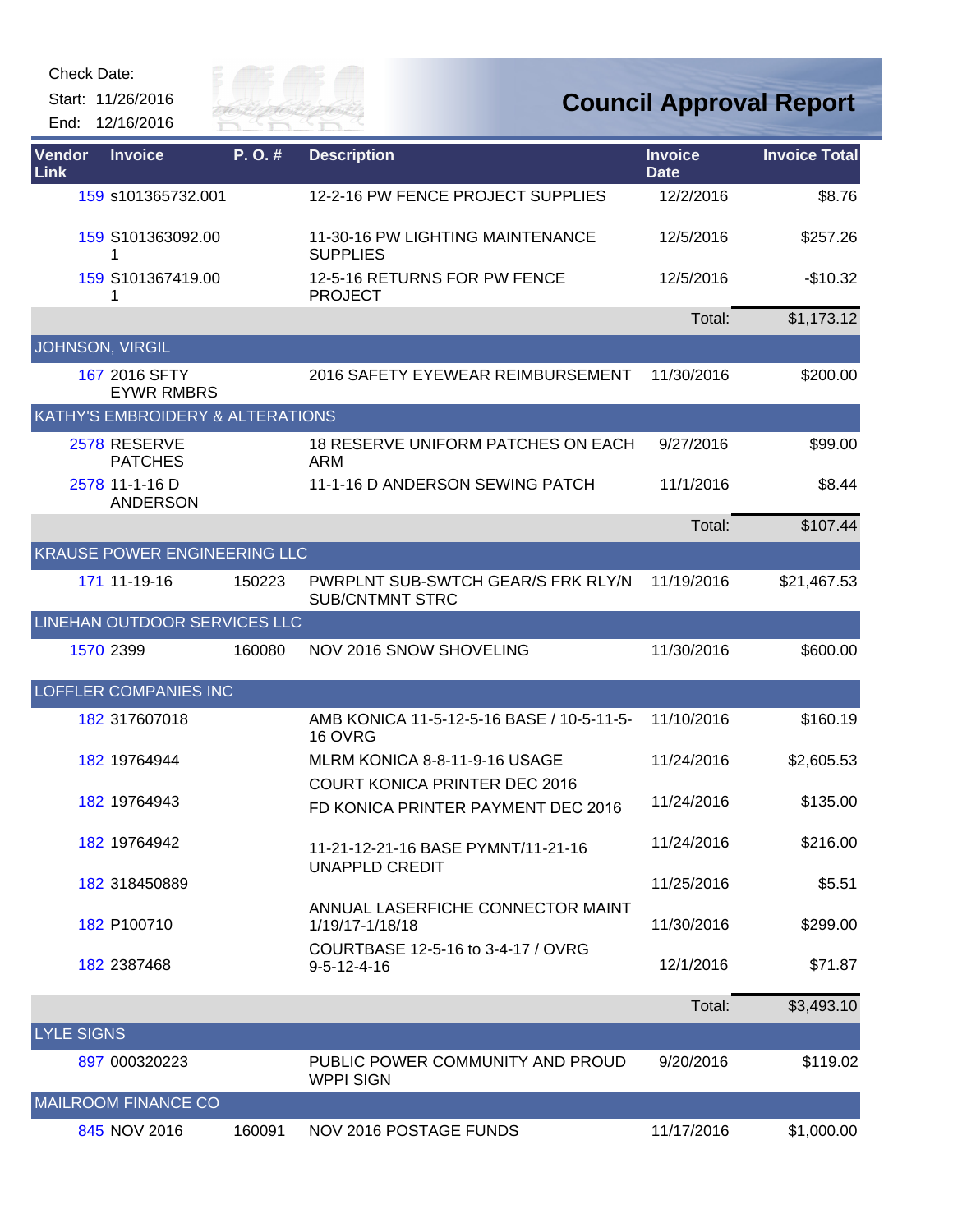Check Date:

Start: 11/26/2016

End: 12/16/2016

# Council Approval Report

| Vendor Link | Invoice | P. O. # | Description | Invoice Date | Invoice Total |
|---|---|---|---|---|---|
| 159 | s101365732.001 | | 12-2-16 PW FENCE PROJECT SUPPLIES | 12/2/2016 | $8.76 |
| 159 | S101363092.001 | | 11-30-16 PW LIGHTING MAINTENANCE SUPPLIES | 12/5/2016 | $257.26 |
| 159 | S101367419.001 | | 12-5-16 RETURNS FOR PW FENCE PROJECT | 12/5/2016 | -$10.32 |
| | | | | Total: | $1,173.12 |
| JOHNSON, VIRGIL | | | | | |
| 167 | 2016 SFTY EYWR RMBRS | | 2016 SAFETY EYEWEAR REIMBURSEMENT | 11/30/2016 | $200.00 |
| KATHY'S EMBROIDERY & ALTERATIONS | | | | | |
| 2578 | RESERVE PATCHES | | 18 RESERVE UNIFORM PATCHES ON EACH ARM | 9/27/2016 | $99.00 |
| 2578 | 11-1-16 D ANDERSON | | 11-1-16 D ANDERSON SEWING PATCH | 11/1/2016 | $8.44 |
| | | | | Total: | $107.44 |
| KRAUSE POWER ENGINEERING LLC | | | | | |
| 171 | 11-19-16 | 150223 | PWRPLNT SUB-SWTCH GEAR/S FRK RLY/N SUB/CNTMNT STRC | 11/19/2016 | $21,467.53 |
| LINEHAN OUTDOOR SERVICES LLC | | | | | |
| 1570 | 2399 | 160080 | NOV 2016 SNOW SHOVELING | 11/30/2016 | $600.00 |
| LOFFLER COMPANIES INC | | | | | |
| 182 | 317607018 | | AMB KONICA 11-5-12-5-16 BASE / 10-5-11-5-16 OVRG | 11/10/2016 | $160.19 |
| 182 | 19764944 | | MLRM KONICA 8-8-11-9-16 USAGE | 11/24/2016 | $2,605.53 |
| 182 | 19764943 | | COURT KONICA PRINTER DEC 2016 | 11/24/2016 | $135.00 |
| 182 | 19764942 | | FD KONICA PRINTER PAYMENT DEC 2016 | 11/24/2016 | $216.00 |
| 182 | 318450889 | | 11-21-12-21-16 BASE PYMNT/11-21-16 UNAPPLD CREDIT | 11/25/2016 | $5.51 |
| 182 | P100710 | | ANNUAL LASERFICHE CONNECTOR MAINT 1/19/17-1/18/18 | 11/30/2016 | $299.00 |
| 182 | 2387468 | | COURTBASE 12-5-16 to 3-4-17 / OVRG 9-5-12-4-16 | 12/1/2016 | $71.87 |
| | | | | Total: | $3,493.10 |
| LYLE SIGNS | | | | | |
| 897 | 000320223 | | PUBLIC POWER COMMUNITY AND PROUD WPPI SIGN | 9/20/2016 | $119.02 |
| MAILROOM FINANCE CO | | | | | |
| 845 | NOV 2016 | 160091 | NOV 2016 POSTAGE FUNDS | 11/17/2016 | $1,000.00 |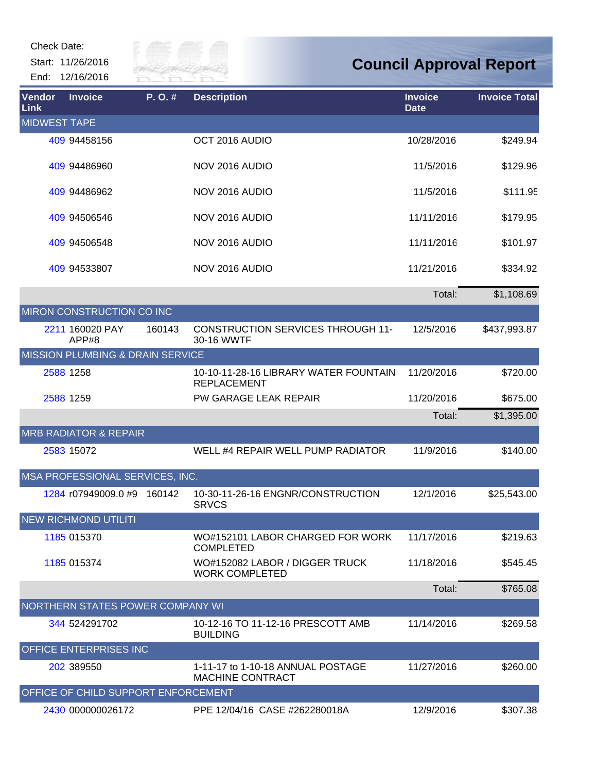Check Date:

Start: 11/26/2016

End: 12/16/2016

# Council Approval Report

| Vendor Link | Invoice | P. O. # | Description | Invoice Date | Invoice Total |
|---|---|---|---|---|---|
| MIDWEST TAPE | | | | | |
| 409 | 94458156 | | OCT 2016 AUDIO | 10/28/2016 | $249.94 |
| 409 | 94486960 | | NOV 2016 AUDIO | 11/5/2016 | $129.96 |
| 409 | 94486962 | | NOV 2016 AUDIO | 11/5/2016 | $111.95 |
| 409 | 94506546 | | NOV 2016 AUDIO | 11/11/2016 | $179.95 |
| 409 | 94506548 | | NOV 2016 AUDIO | 11/11/2016 | $101.97 |
| 409 | 94533807 | | NOV 2016 AUDIO | 11/21/2016 | $334.92 |
| | | | | Total: | $1,108.69 |
| MIRON CONSTRUCTION CO INC | | | | | |
| 2211 | 160020 PAY APP#8 | 160143 | CONSTRUCTION SERVICES THROUGH 11-30-16 WWTF | 12/5/2016 | $437,993.87 |
| MISSION PLUMBING & DRAIN SERVICE | | | | | |
| 2588 | 1258 | | 10-10-11-28-16 LIBRARY WATER FOUNTAIN REPLACEMENT | 11/20/2016 | $720.00 |
| 2588 | 1259 | | PW GARAGE LEAK REPAIR | 11/20/2016 | $675.00 |
| | | | | Total: | $1,395.00 |
| MRB RADIATOR & REPAIR | | | | | |
| 2583 | 15072 | | WELL #4 REPAIR WELL PUMP RADIATOR | 11/9/2016 | $140.00 |
| MSA PROFESSIONAL SERVICES, INC. | | | | | |
| 1284 | r07949009.0 #9 | 160142 | 10-30-11-26-16 ENGNR/CONSTRUCTION SRVCS | 12/1/2016 | $25,543.00 |
| NEW RICHMOND UTILITI | | | | | |
| 1185 | 015370 | | WO#152101 LABOR CHARGED FOR WORK COMPLETED | 11/17/2016 | $219.63 |
| 1185 | 015374 | | WO#152082 LABOR / DIGGER TRUCK WORK COMPLETED | 11/18/2016 | $545.45 |
| | | | | Total: | $765.08 |
| NORTHERN STATES POWER COMPANY WI | | | | | |
| 344 | 524291702 | | 10-12-16 TO 11-12-16 PRESCOTT AMB BUILDING | 11/14/2016 | $269.58 |
| OFFICE ENTERPRISES INC | | | | | |
| 202 | 389550 | | 1-11-17 to 1-10-18 ANNUAL POSTAGE MACHINE CONTRACT | 11/27/2016 | $260.00 |
| OFFICE OF CHILD SUPPORT ENFORCEMENT | | | | | |
| 2430 | 000000026172 | | PPE 12/04/16 CASE #262280018A | 12/9/2016 | $307.38 |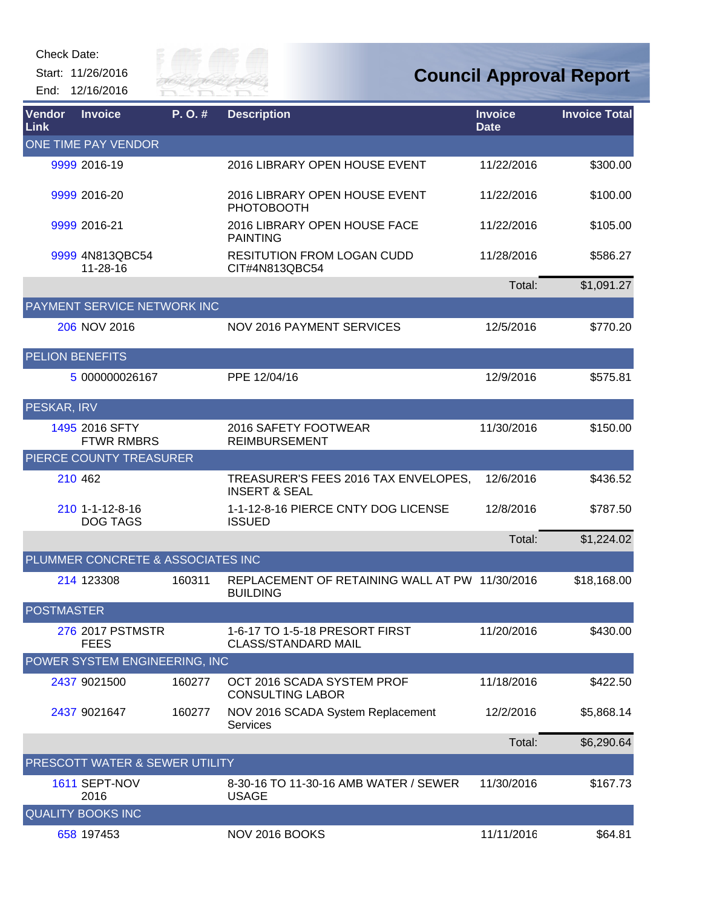Check Date:

Start: 11/26/2016

End: 12/16/2016

# Council Approval Report

| Vendor Link | Invoice | P. O. # | Description | Invoice Date | Invoice Total |
|---|---|---|---|---|---|
| ONE TIME PAY VENDOR | | | | | |
| 9999 | 2016-19 | | 2016 LIBRARY OPEN HOUSE EVENT | 11/22/2016 | $300.00 |
| 9999 | 2016-20 | | 2016 LIBRARY OPEN HOUSE EVENT PHOTOBOOTH | 11/22/2016 | $100.00 |
| 9999 | 2016-21 | | 2016 LIBRARY OPEN HOUSE FACE PAINTING | 11/22/2016 | $105.00 |
| 9999 | 4N813QBC54 11-28-16 | | RESITUTION FROM LOGAN CUDD CIT#4N813QBC54 | 11/28/2016 | $586.27 |
| | | | | Total: | $1,091.27 |
| PAYMENT SERVICE NETWORK INC | | | | | |
| 206 | NOV 2016 | | NOV 2016 PAYMENT SERVICES | 12/5/2016 | $770.20 |
| PELION BENEFITS | | | | | |
| 5 | 000000026167 | | PPE 12/04/16 | 12/9/2016 | $575.81 |
| PESKAR, IRV | | | | | |
| 1495 | 2016 SFTY FTWR RMBRS | | 2016 SAFETY FOOTWEAR REIMBURSEMENT | 11/30/2016 | $150.00 |
| PIERCE COUNTY TREASURER | | | | | |
| 210 | 462 | | TREASURER'S FEES 2016 TAX ENVELOPES, INSERT & SEAL | 12/6/2016 | $436.52 |
| 210 | 1-1-12-8-16 DOG TAGS | | 1-1-12-8-16 PIERCE CNTY DOG LICENSE ISSUED | 12/8/2016 | $787.50 |
| | | | | Total: | $1,224.02 |
| PLUMMER CONCRETE & ASSOCIATES INC | | | | | |
| 214 | 123308 | 160311 | REPLACEMENT OF RETAINING WALL AT PW BUILDING | 11/30/2016 | $18,168.00 |
| POSTMASTER | | | | | |
| 276 | 2017 PSTMSTR FEES | | 1-6-17 TO 1-5-18 PRESORT FIRST CLASS/STANDARD MAIL | 11/20/2016 | $430.00 |
| POWER SYSTEM ENGINEERING, INC | | | | | |
| 2437 | 9021500 | 160277 | OCT 2016 SCADA SYSTEM PROF CONSULTING LABOR | 11/18/2016 | $422.50 |
| 2437 | 9021647 | 160277 | NOV 2016 SCADA System Replacement Services | 12/2/2016 | $5,868.14 |
| | | | | Total: | $6,290.64 |
| PRESCOTT WATER & SEWER UTILITY | | | | | |
| 1611 | SEPT-NOV 2016 | | 8-30-16 TO 11-30-16 AMB WATER / SEWER USAGE | 11/30/2016 | $167.73 |
| QUALITY BOOKS INC | | | | | |
| 658 | 197453 | | NOV 2016 BOOKS | 11/11/2016 | $64.81 |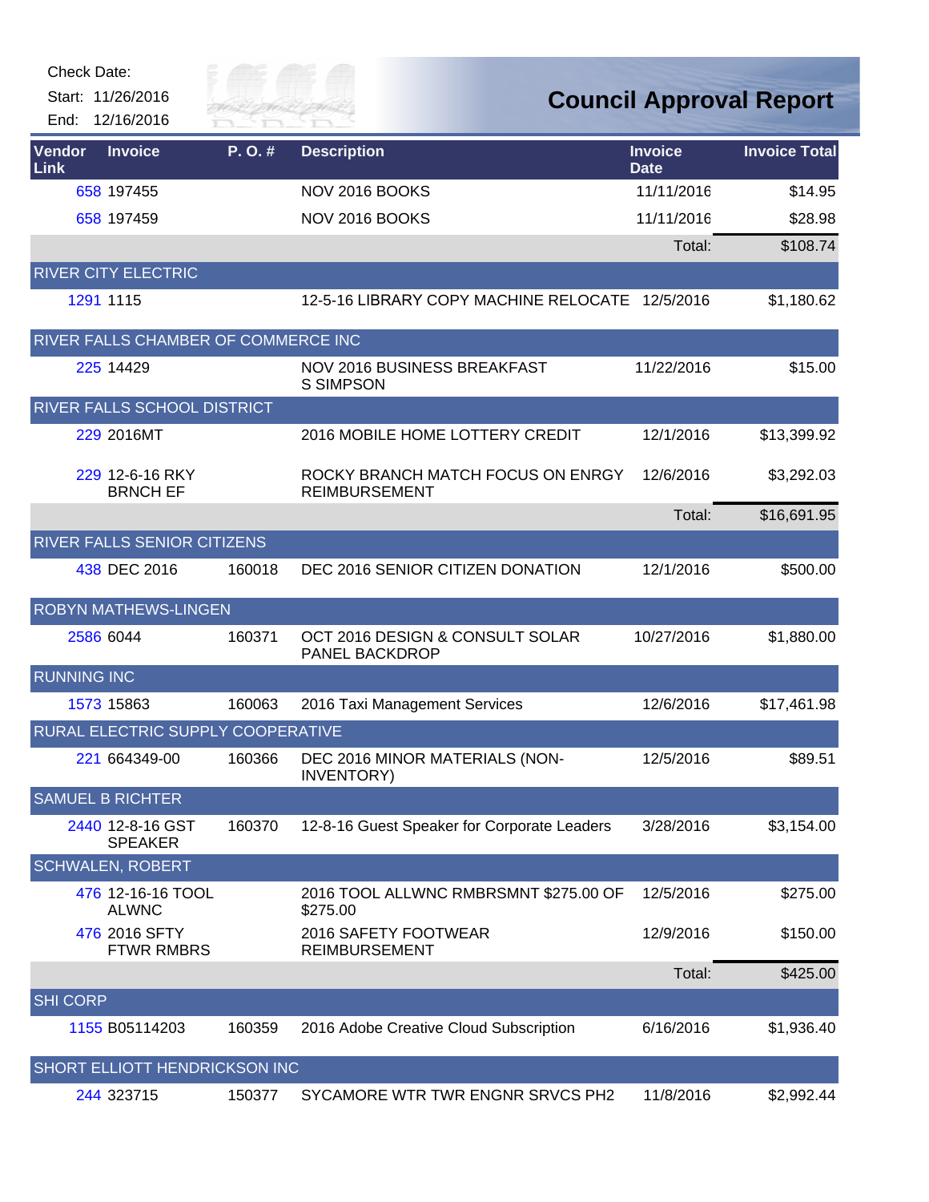Check Date:

Start: 11/26/2016

End: 12/16/2016

# Council Approval Report

| Vendor Link | Invoice | P. O. # | Description | Invoice Date | Invoice Total |
|---|---|---|---|---|---|
| 658 | 197455 | | NOV 2016 BOOKS | 11/11/2016 | $14.95 |
| 658 | 197459 | | NOV 2016 BOOKS | 11/11/2016 | $28.98 |
| | | | | Total: | $108.74 |
| RIVER CITY ELECTRIC | | | | | |
| 1291 | 1115 | | 12-5-16 LIBRARY COPY MACHINE RELOCATE | 12/5/2016 | $1,180.62 |
| RIVER FALLS CHAMBER OF COMMERCE INC | | | | | |
| 225 | 14429 | | NOV 2016 BUSINESS BREAKFAST S SIMPSON | 11/22/2016 | $15.00 |
| RIVER FALLS SCHOOL DISTRICT | | | | | |
| 229 | 2016MT | | 2016 MOBILE HOME LOTTERY CREDIT | 12/1/2016 | $13,399.92 |
| 229 | 12-6-16 RKY BRNCH EF | | ROCKY BRANCH MATCH FOCUS ON ENRGY REIMBURSEMENT | 12/6/2016 | $3,292.03 |
| | | | | Total: | $16,691.95 |
| RIVER FALLS SENIOR CITIZENS | | | | | |
| 438 | DEC 2016 | 160018 | DEC 2016 SENIOR CITIZEN DONATION | 12/1/2016 | $500.00 |
| ROBYN MATHEWS-LINGEN | | | | | |
| 2586 | 6044 | 160371 | OCT 2016 DESIGN & CONSULT SOLAR PANEL BACKDROP | 10/27/2016 | $1,880.00 |
| RUNNING INC | | | | | |
| 1573 | 15863 | 160063 | 2016 Taxi Management Services | 12/6/2016 | $17,461.98 |
| RURAL ELECTRIC SUPPLY COOPERATIVE | | | | | |
| 221 | 664349-00 | 160366 | DEC 2016 MINOR MATERIALS (NON-INVENTORY) | 12/5/2016 | $89.51 |
| SAMUEL B RICHTER | | | | | |
| 2440 | 12-8-16 GST SPEAKER | 160370 | 12-8-16 Guest Speaker for Corporate Leaders | 3/28/2016 | $3,154.00 |
| SCHWALEN, ROBERT | | | | | |
| 476 | 12-16-16 TOOL ALWNC | | 2016 TOOL ALLWNC RMBRSMNT $275.00 OF $275.00 | 12/5/2016 | $275.00 |
| 476 | 2016 SFTY FTWR RMBRS | | 2016 SAFETY FOOTWEAR REIMBURSEMENT | 12/9/2016 | $150.00 |
| | | | | Total: | $425.00 |
| SHI CORP | | | | | |
| 1155 | B05114203 | 160359 | 2016 Adobe Creative Cloud Subscription | 6/16/2016 | $1,936.40 |
| SHORT ELLIOTT HENDRICKSON INC | | | | | |
| 244 | 323715 | 150377 | SYCAMORE WTR TWR ENGNR SRVCS PH2 | 11/8/2016 | $2,992.44 |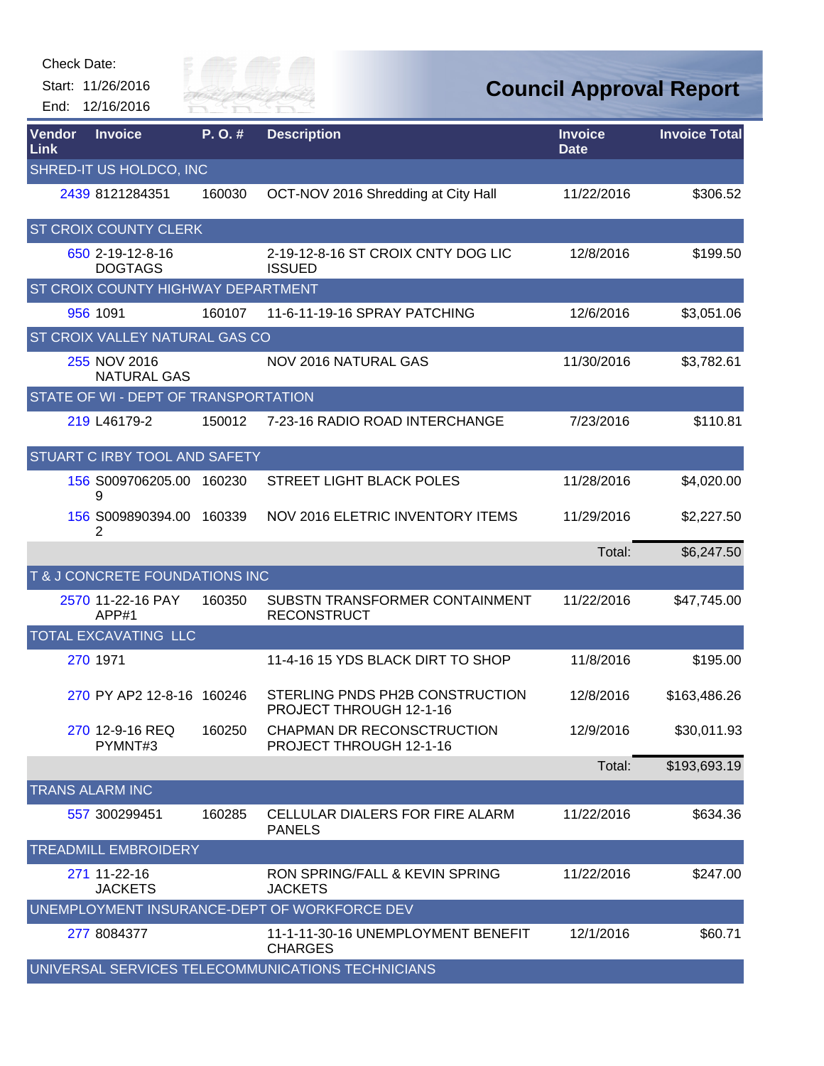Check Date:

Start: 11/26/2016

End: 12/16/2016

# Council Approval Report

| Vendor Link | Invoice | P. O. # | Description | Invoice Date | Invoice Total |
|---|---|---|---|---|---|
| SHRED-IT US HOLDCO, INC | | | | | |
| 2439 | 8121284351 | 160030 | OCT-NOV 2016 Shredding at City Hall | 11/22/2016 | $306.52 |
| ST CROIX COUNTY CLERK | | | | | |
| 650 | 2-19-12-8-16 DOGTAGS | | 2-19-12-8-16 ST CROIX CNTY DOG LIC ISSUED | 12/8/2016 | $199.50 |
| ST CROIX COUNTY HIGHWAY DEPARTMENT | | | | | |
| 956 | 1091 | 160107 | 11-6-11-19-16 SPRAY PATCHING | 12/6/2016 | $3,051.06 |
| ST CROIX VALLEY NATURAL GAS CO | | | | | |
| 255 | NOV 2016 NATURAL GAS | | NOV 2016 NATURAL GAS | 11/30/2016 | $3,782.61 |
| STATE OF WI - DEPT OF TRANSPORTATION | | | | | |
| 219 | L46179-2 | 150012 | 7-23-16 RADIO ROAD INTERCHANGE | 7/23/2016 | $110.81 |
| STUART C IRBY TOOL AND SAFETY | | | | | |
| 156 | S009706205.009 | 160230 | STREET LIGHT BLACK POLES | 11/28/2016 | $4,020.00 |
| 156 | S009890394.002 | 160339 | NOV 2016 ELETRIC INVENTORY ITEMS | 11/29/2016 | $2,227.50 |
| | | | | Total: | $6,247.50 |
| T & J CONCRETE FOUNDATIONS INC | | | | | |
| 2570 | 11-22-16 PAY APP#1 | 160350 | SUBSTN TRANSFORMER CONTAINMENT RECONSTRUCT | 11/22/2016 | $47,745.00 |
| TOTAL EXCAVATING LLC | | | | | |
| 270 | 1971 | | 11-4-16 15 YDS BLACK DIRT TO SHOP | 11/8/2016 | $195.00 |
| 270 | PY AP2 12-8-16 | 160246 | STERLING PNDS PH2B CONSTRUCTION PROJECT THROUGH 12-1-16 | 12/8/2016 | $163,486.26 |
| 270 | 12-9-16 REQ PYMNT#3 | 160250 | CHAPMAN DR RECONSCTRUCTION PROJECT THROUGH 12-1-16 | 12/9/2016 | $30,011.93 |
| | | | | Total: | $193,693.19 |
| TRANS ALARM INC | | | | | |
| 557 | 300299451 | 160285 | CELLULAR DIALERS FOR FIRE ALARM PANELS | 11/22/2016 | $634.36 |
| TREADMILL EMBROIDERY | | | | | |
| 271 | 11-22-16 JACKETS | | RON SPRING/FALL & KEVIN SPRING JACKETS | 11/22/2016 | $247.00 |
| UNEMPLOYMENT INSURANCE-DEPT OF WORKFORCE DEV | | | | | |
| 277 | 8084377 | | 11-1-11-30-16 UNEMPLOYMENT BENEFIT CHARGES | 12/1/2016 | $60.71 |
| UNIVERSAL SERVICES TELECOMMUNICATIONS TECHNICIANS | | | | | |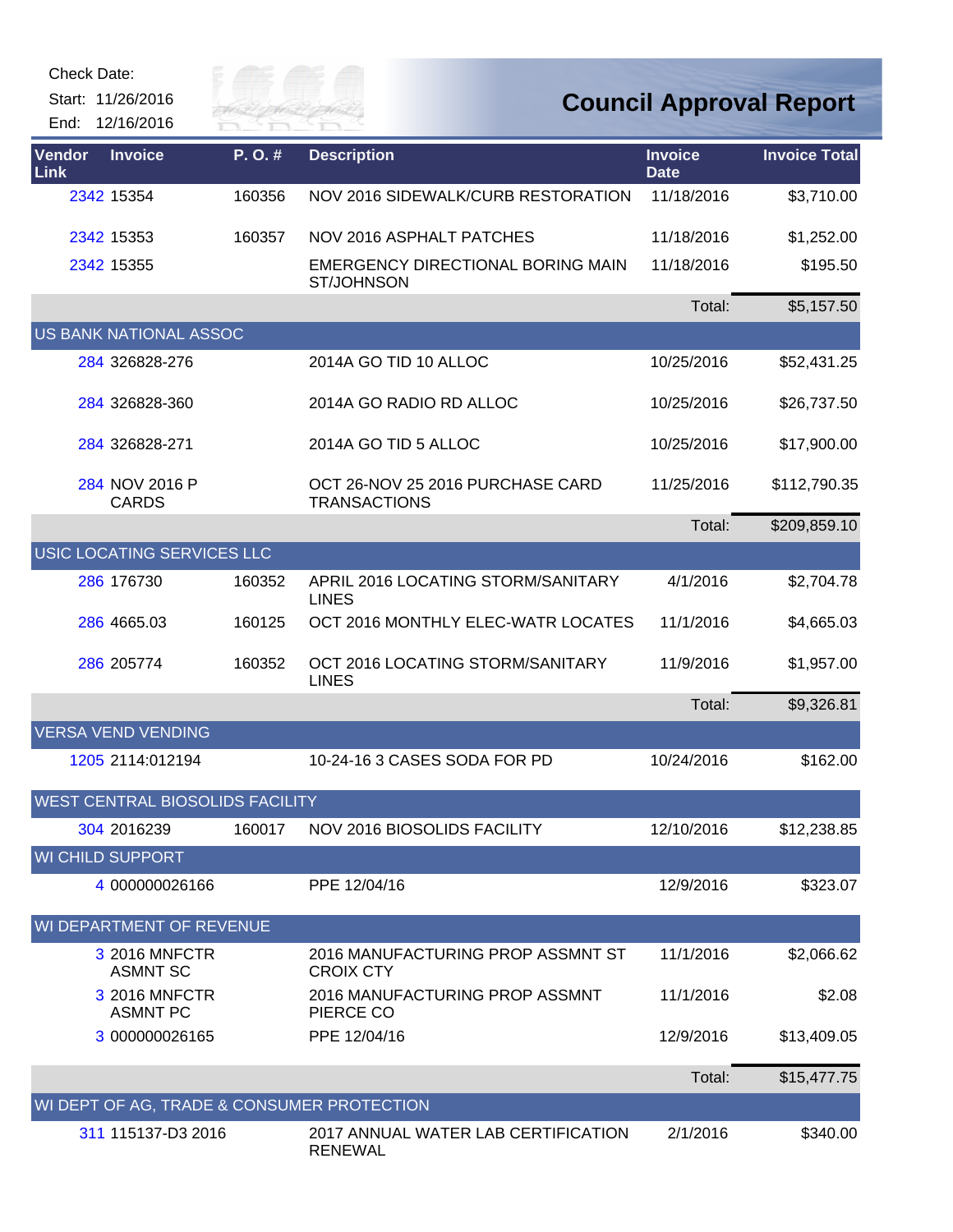Check Date:

Start: 11/26/2016

End: 12/16/2016

# Council Approval Report

| Vendor Link | Invoice | P. O. # | Description | Invoice Date | Invoice Total |
|---|---|---|---|---|---|
| 2342 | 15354 | 160356 | NOV 2016 SIDEWALK/CURB RESTORATION | 11/18/2016 | $3,710.00 |
| 2342 | 15353 | 160357 | NOV 2016 ASPHALT PATCHES | 11/18/2016 | $1,252.00 |
| 2342 | 15355 | | EMERGENCY DIRECTIONAL BORING MAIN ST/JOHNSON | 11/18/2016 | $195.50 |
| | | | | Total: | $5,157.50 |
| **US BANK NATIONAL ASSOC** | | | | | |
| 284 | 326828-276 | | 2014A GO TID 10 ALLOC | 10/25/2016 | $52,431.25 |
| 284 | 326828-360 | | 2014A GO RADIO RD ALLOC | 10/25/2016 | $26,737.50 |
| 284 | 326828-271 | | 2014A GO TID 5 ALLOC | 10/25/2016 | $17,900.00 |
| 284 | NOV 2016 P CARDS | | OCT 26-NOV 25 2016 PURCHASE CARD TRANSACTIONS | 11/25/2016 | $112,790.35 |
| | | | | Total: | $209,859.10 |
| **USIC LOCATING SERVICES LLC** | | | | | |
| 286 | 176730 | 160352 | APRIL 2016 LOCATING STORM/SANITARY LINES | 4/1/2016 | $2,704.78 |
| 286 | 4665.03 | 160125 | OCT 2016 MONTHLY ELEC-WATR LOCATES | 11/1/2016 | $4,665.03 |
| 286 | 205774 | 160352 | OCT 2016 LOCATING STORM/SANITARY LINES | 11/9/2016 | $1,957.00 |
| | | | | Total: | $9,326.81 |
| **VERSA VEND VENDING** | | | | | |
| 1205 | 2114:012194 | | 10-24-16 3 CASES SODA FOR PD | 10/24/2016 | $162.00 |
| **WEST CENTRAL BIOSOLIDS FACILITY** | | | | | |
| 304 | 2016239 | 160017 | NOV 2016 BIOSOLIDS FACILITY | 12/10/2016 | $12,238.85 |
| **WI CHILD SUPPORT** | | | | | |
| 4 | 000000026166 | | PPE 12/04/16 | 12/9/2016 | $323.07 |
| **WI DEPARTMENT OF REVENUE** | | | | | |
| 3 | 2016 MNFCTR ASMNT SC | | 2016 MANUFACTURING PROP ASSMNT ST CROIX CTY | 11/1/2016 | $2,066.62 |
| 3 | 2016 MNFCTR ASMNT PC | | 2016 MANUFACTURING PROP ASSMNT PIERCE CO | 11/1/2016 | $2.08 |
| 3 | 000000026165 | | PPE 12/04/16 | 12/9/2016 | $13,409.05 |
| | | | | Total: | $15,477.75 |
| **WI DEPT OF AG, TRADE & CONSUMER PROTECTION** | | | | | |
| 311 | 115137-D3 2016 | | 2017 ANNUAL WATER LAB CERTIFICATION RENEWAL | 2/1/2016 | $340.00 |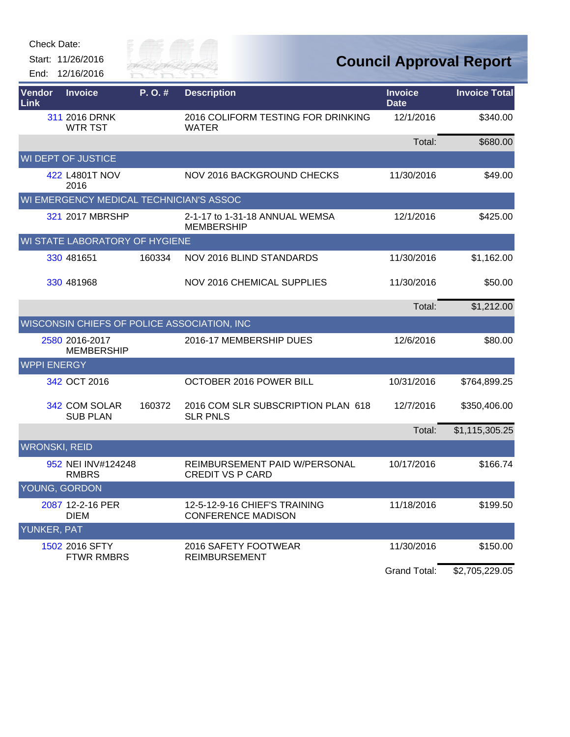Check Date:
Start: 11/26/2016
End: 12/16/2016

# Council Approval Report

| Vendor Link | Invoice | P. O. # | Description | Invoice Date | Invoice Total |
|---|---|---|---|---|---|
| 311 | 2016 DRNK WTR TST | | 2016 COLIFORM TESTING FOR DRINKING WATER | 12/1/2016 | $340.00 |
| | | | | Total: | $680.00 |
| WI DEPT OF JUSTICE | | | | | |
| 422 | L4801T NOV 2016 | | NOV 2016 BACKGROUND CHECKS | 11/30/2016 | $49.00 |
| WI EMERGENCY MEDICAL TECHNICIAN'S ASSOC | | | | | |
| 321 | 2017 MBRSHP | | 2-1-17 to 1-31-18 ANNUAL WEMSA MEMBERSHIP | 12/1/2016 | $425.00 |
| WI STATE LABORATORY OF HYGIENE | | | | | |
| 330 | 481651 | 160334 | NOV 2016 BLIND STANDARDS | 11/30/2016 | $1,162.00 |
| 330 | 481968 | | NOV 2016 CHEMICAL SUPPLIES | 11/30/2016 | $50.00 |
| | | | | Total: | $1,212.00 |
| WISCONSIN CHIEFS OF POLICE ASSOCIATION, INC | | | | | |
| 2580 | 2016-2017 MEMBERSHIP | | 2016-17 MEMBERSHIP DUES | 12/6/2016 | $80.00 |
| WPPI ENERGY | | | | | |
| 342 | OCT 2016 | | OCTOBER 2016 POWER BILL | 10/31/2016 | $764,899.25 |
| 342 | COM SOLAR SUB PLAN | 160372 | 2016 COM SLR SUBSCRIPTION PLAN 618 SLR PNLS | 12/7/2016 | $350,406.00 |
| | | | | Total: | $1,115,305.25 |
| WRONSKI, REID | | | | | |
| 952 | NEI INV#124248 RMBRS | | REIMBURSEMENT PAID W/PERSONAL CREDIT VS P CARD | 10/17/2016 | $166.74 |
| YOUNG, GORDON | | | | | |
| 2087 | 12-2-16 PER DIEM | | 12-5-12-9-16 CHIEF'S TRAINING CONFERENCE MADISON | 11/18/2016 | $199.50 |
| YUNKER, PAT | | | | | |
| 1502 | 2016 SFTY FTWR RMBRS | | 2016 SAFETY FOOTWEAR REIMBURSEMENT | 11/30/2016 | $150.00 |
| | | | | Grand Total: | $2,705,229.05 |